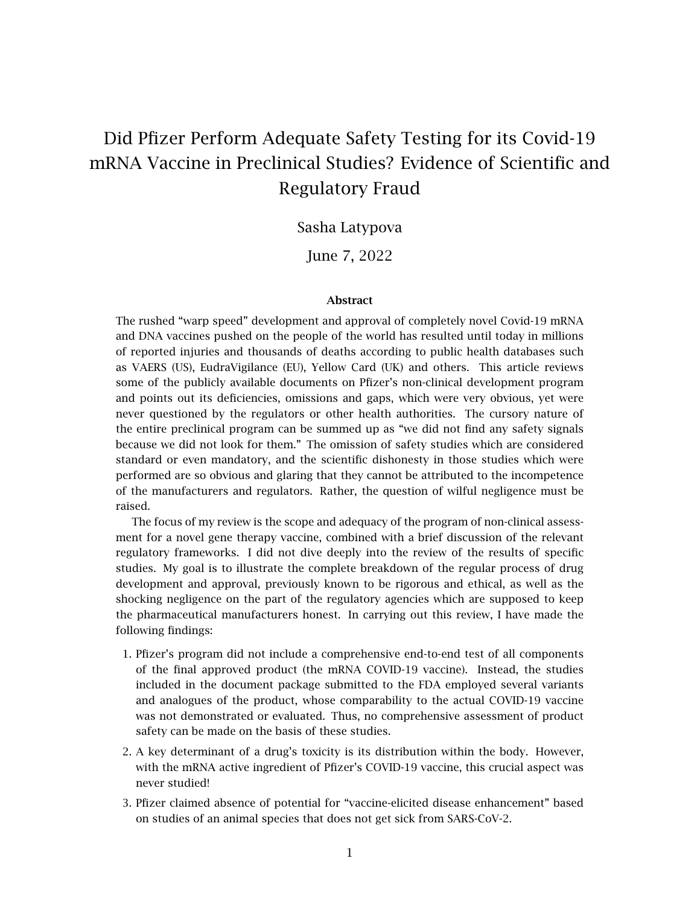# Did Pfizer Perform Adequate Safety Testing for its Covid-19 mRNA Vaccine in Preclinical Studies? Evidence of Scientific and Regulatory Fraud

Sasha Latypova

June 7, 2022

### Abstract

The rushed "warp speed" development and approval of completely novel Covid-19 mRNA and DNA vaccines pushed on the people of the world has resulted until today in millions of reported injuries and thousands of deaths according to public health databases such as VAERS (US), EudraVigilance (EU), Yellow Card (UK) and others. This article reviews some of the publicly available documents on Pfizer's non-clinical development program and points out its deficiencies, omissions and gaps, which were very obvious, yet were never questioned by the regulators or other health authorities. The cursory nature of the entire preclinical program can be summed up as "we did not find any safety signals because we did not look for them." The omission of safety studies which are considered standard or even mandatory, and the scientific dishonesty in those studies which were performed are so obvious and glaring that they cannot be attributed to the incompetence of the manufacturers and regulators. Rather, the question of wilful negligence must be raised.

The focus of my review is the scope and adequacy of the program of non-clinical assessment for a novel gene therapy vaccine, combined with a brief discussion of the relevant regulatory frameworks. I did not dive deeply into the review of the results of specific studies. My goal is to illustrate the complete breakdown of the regular process of drug development and approval, previously known to be rigorous and ethical, as well as the shocking negligence on the part of the regulatory agencies which are supposed to keep the pharmaceutical manufacturers honest. In carrying out this review, I have made the following findings:

1. Pfizer's program did not include a comprehensive end-to-end test of all components of the final approved product (the mRNA COVID-19 vaccine). Instead, the studies included in the document package submitted to the FDA employed several variants and analogues of the product, whose comparability to the actual COVID-19 vaccine was not demonstrated or evaluated. Thus, no comprehensive assessment of product safety can be made on the basis of these studies.
2. A key determinant of a drug's toxicity is its distribution within the body. However, with the mRNA active ingredient of Pfizer's COVID-19 vaccine, this crucial aspect was never studied!
3. Pfizer claimed absence of potential for "vaccine-elicited disease enhancement" based on studies of an animal species that does not get sick from SARS-CoV-2.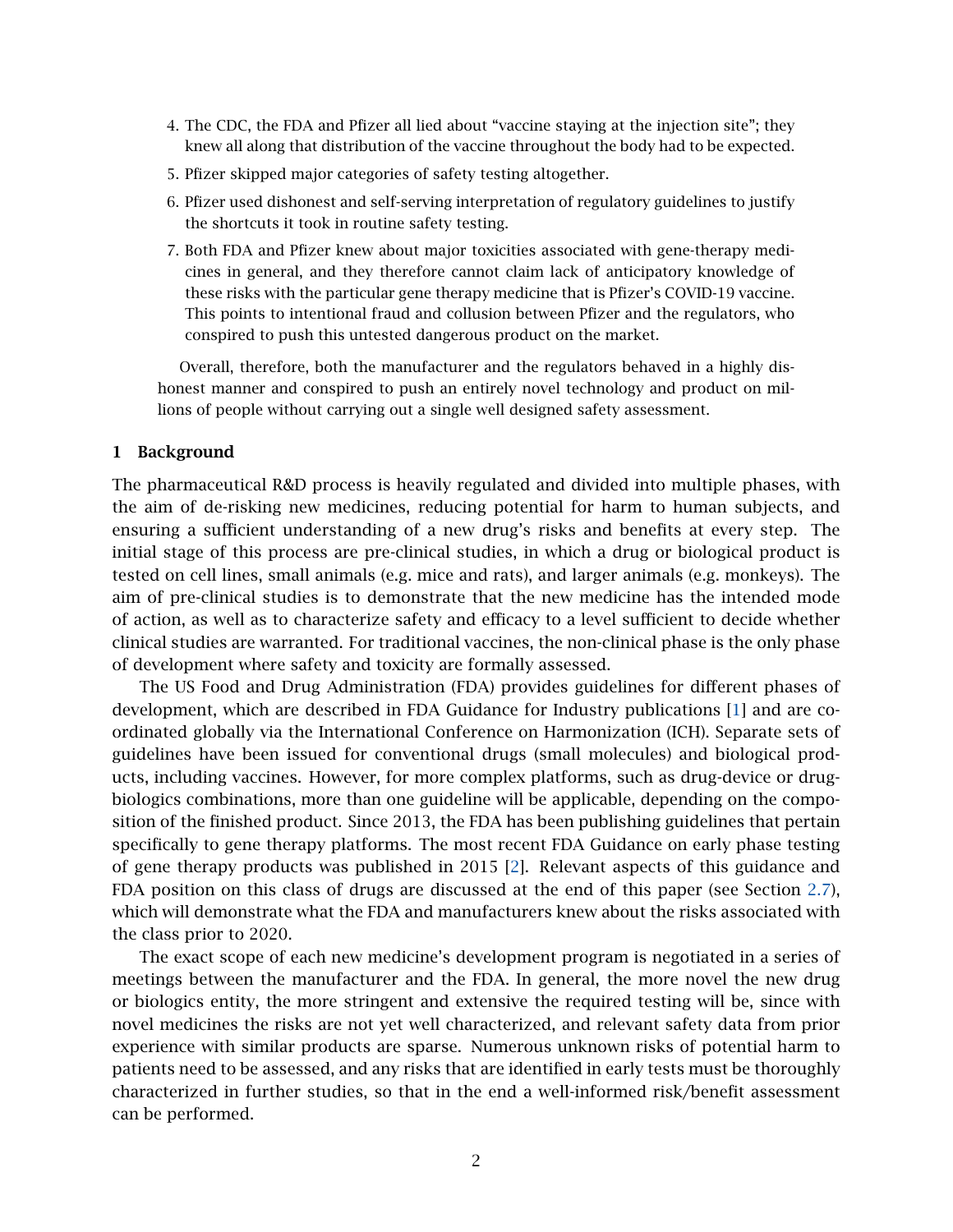4. The CDC, the FDA and Pfizer all lied about "vaccine staying at the injection site"; they knew all along that distribution of the vaccine throughout the body had to be expected.
5. Pfizer skipped major categories of safety testing altogether.
6. Pfizer used dishonest and self-serving interpretation of regulatory guidelines to justify the shortcuts it took in routine safety testing.
7. Both FDA and Pfizer knew about major toxicities associated with gene-therapy medicines in general, and they therefore cannot claim lack of anticipatory knowledge of these risks with the particular gene therapy medicine that is Pfizer's COVID-19 vaccine. This points to intentional fraud and collusion between Pfizer and the regulators, who conspired to push this untested dangerous product on the market.

Overall, therefore, both the manufacturer and the regulators behaved in a highly dishonest manner and conspired to push an entirely novel technology and product on millions of people without carrying out a single well designed safety assessment.

## 1 Background

The pharmaceutical R&D process is heavily regulated and divided into multiple phases, with the aim of de-risking new medicines, reducing potential for harm to human subjects, and ensuring a sufficient understanding of a new drug's risks and benefits at every step. The initial stage of this process are pre-clinical studies, in which a drug or biological product is tested on cell lines, small animals (e.g. mice and rats), and larger animals (e.g. monkeys). The aim of pre-clinical studies is to demonstrate that the new medicine has the intended mode of action, as well as to characterize safety and efficacy to a level sufficient to decide whether clinical studies are warranted. For traditional vaccines, the non-clinical phase is the only phase of development where safety and toxicity are formally assessed.

The US Food and Drug Administration (FDA) provides guidelines for different phases of development, which are described in FDA Guidance for Industry publications [1] and are coordinated globally via the International Conference on Harmonization (ICH). Separate sets of guidelines have been issued for conventional drugs (small molecules) and biological products, including vaccines. However, for more complex platforms, such as drug-device or drug-biologics combinations, more than one guideline will be applicable, depending on the composition of the finished product. Since 2013, the FDA has been publishing guidelines that pertain specifically to gene therapy platforms. The most recent FDA Guidance on early phase testing of gene therapy products was published in 2015 [2]. Relevant aspects of this guidance and FDA position on this class of drugs are discussed at the end of this paper (see Section 2.7), which will demonstrate what the FDA and manufacturers knew about the risks associated with the class prior to 2020.

The exact scope of each new medicine's development program is negotiated in a series of meetings between the manufacturer and the FDA. In general, the more novel the new drug or biologics entity, the more stringent and extensive the required testing will be, since with novel medicines the risks are not yet well characterized, and relevant safety data from prior experience with similar products are sparse. Numerous unknown risks of potential harm to patients need to be assessed, and any risks that are identified in early tests must be thoroughly characterized in further studies, so that in the end a well-informed risk/benefit assessment can be performed.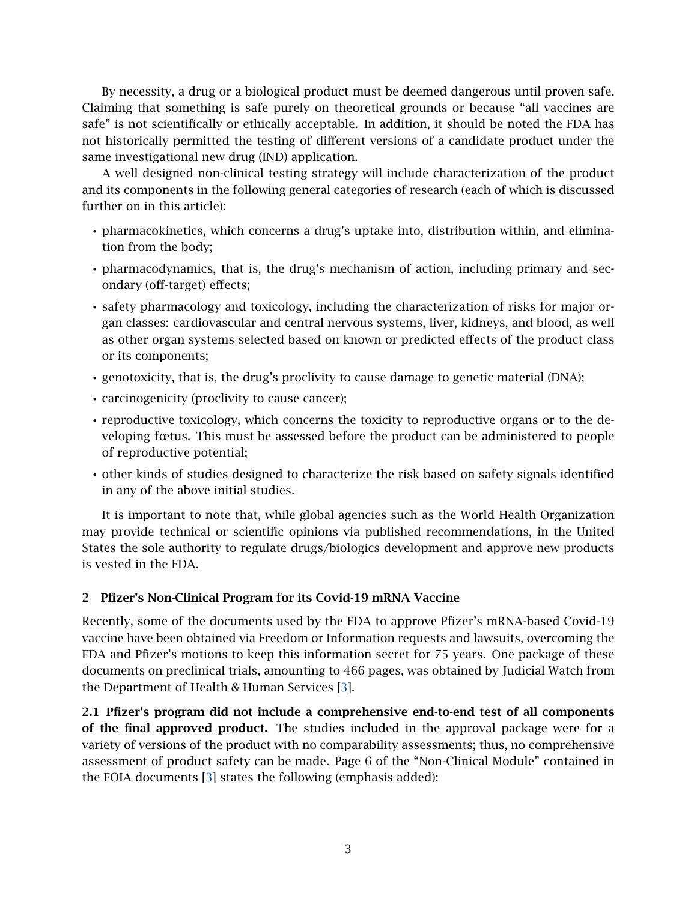By necessity, a drug or a biological product must be deemed dangerous until proven safe. Claiming that something is safe purely on theoretical grounds or because "all vaccines are safe" is not scientifically or ethically acceptable. In addition, it should be noted the FDA has not historically permitted the testing of different versions of a candidate product under the same investigational new drug (IND) application.

A well designed non-clinical testing strategy will include characterization of the product and its components in the following general categories of research (each of which is discussed further on in this article):

- pharmacokinetics, which concerns a drug's uptake into, distribution within, and elimination from the body;
- pharmacodynamics, that is, the drug's mechanism of action, including primary and secondary (off-target) effects;
- safety pharmacology and toxicology, including the characterization of risks for major organ classes: cardiovascular and central nervous systems, liver, kidneys, and blood, as well as other organ systems selected based on known or predicted effects of the product class or its components;
- genotoxicity, that is, the drug's proclivity to cause damage to genetic material (DNA);
- carcinogenicity (proclivity to cause cancer);
- reproductive toxicology, which concerns the toxicity to reproductive organs or to the developing fœtus. This must be assessed before the product can be administered to people of reproductive potential;
- other kinds of studies designed to characterize the risk based on safety signals identified in any of the above initial studies.

It is important to note that, while global agencies such as the World Health Organization may provide technical or scientific opinions via published recommendations, in the United States the sole authority to regulate drugs/biologics development and approve new products is vested in the FDA.

## 2 Pfizer's Non-Clinical Program for its Covid-19 mRNA Vaccine

Recently, some of the documents used by the FDA to approve Pfizer's mRNA-based Covid-19 vaccine have been obtained via Freedom or Information requests and lawsuits, overcoming the FDA and Pfizer's motions to keep this information secret for 75 years. One package of these documents on preclinical trials, amounting to 466 pages, was obtained by Judicial Watch from the Department of Health & Human Services [3].

**2.1 Pfizer's program did not include a comprehensive end-to-end test of all components of the final approved product.** The studies included in the approval package were for a variety of versions of the product with no comparability assessments; thus, no comprehensive assessment of product safety can be made. Page 6 of the "Non-Clinical Module" contained in the FOIA documents [3] states the following (emphasis added):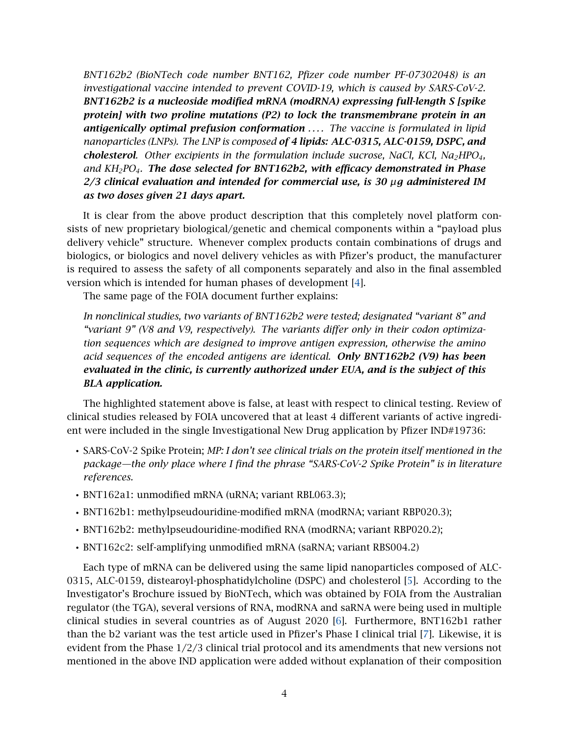*BNT162b2 (BioNTech code number BNT162, Pfizer code number PF-07302048) is an investigational vaccine intended to prevent COVID-19, which is caused by SARS-CoV-2.* ***BNT162b2 is a nucleoside modified mRNA (modRNA) expressing full-length S [spike protein] with two proline mutations (P2) to lock the transmembrane protein in an antigenically optimal prefusion conformation*** *. . . . The vaccine is formulated in lipid nanoparticles (LNPs). The LNP is composed* ***of 4 lipids: ALC-0315, ALC-0159, DSPC, and cholesterol****. Other excipients in the formulation include sucrose, NaCl, KCl, $Na_2HPO_4$, and $KH_2PO_4$.* ***The dose selected for BNT162b2, with efficacy demonstrated in Phase 2/3 clinical evaluation and intended for commercial use, is 30 µg administered IM as two doses given 21 days apart.***

It is clear from the above product description that this completely novel platform consists of new proprietary biological/genetic and chemical components within a "payload plus delivery vehicle" structure. Whenever complex products contain combinations of drugs and biologics, or biologics and novel delivery vehicles as with Pfizer's product, the manufacturer is required to assess the safety of all components separately and also in the final assembled version which is intended for human phases of development [4].

The same page of the FOIA document further explains:

*In nonclinical studies, two variants of BNT162b2 were tested; designated "variant 8" and "variant 9" (V8 and V9, respectively). The variants differ only in their codon optimization sequences which are designed to improve antigen expression, otherwise the amino acid sequences of the encoded antigens are identical.* ***Only BNT162b2 (V9) has been evaluated in the clinic, is currently authorized under EUA, and is the subject of this BLA application.***

The highlighted statement above is false, at least with respect to clinical testing. Review of clinical studies released by FOIA uncovered that at least 4 different variants of active ingredient were included in the single Investigational New Drug application by Pfizer IND#19736:

- SARS-CoV-2 Spike Protein; *MP: I don't see clinical trials on the protein itself mentioned in the package—the only place where I find the phrase "SARS-CoV-2 Spike Protein" is in literature references.*
- BNT162a1: unmodified mRNA (uRNA; variant RBL063.3);
- BNT162b1: methylpseudouridine-modified mRNA (modRNA; variant RBP020.3);
- BNT162b2: methylpseudouridine-modified RNA (modRNA; variant RBP020.2);
- BNT162c2: self-amplifying unmodified mRNA (saRNA; variant RBS004.2)

Each type of mRNA can be delivered using the same lipid nanoparticles composed of ALC-0315, ALC-0159, distearoyl-phosphatidylcholine (DSPC) and cholesterol [5]. According to the Investigator's Brochure issued by BioNTech, which was obtained by FOIA from the Australian regulator (the TGA), several versions of RNA, modRNA and saRNA were being used in multiple clinical studies in several countries as of August 2020 [6]. Furthermore, BNT162b1 rather than the b2 variant was the test article used in Pfizer's Phase I clinical trial [7]. Likewise, it is evident from the Phase 1/2/3 clinical trial protocol and its amendments that new versions not mentioned in the above IND application were added without explanation of their composition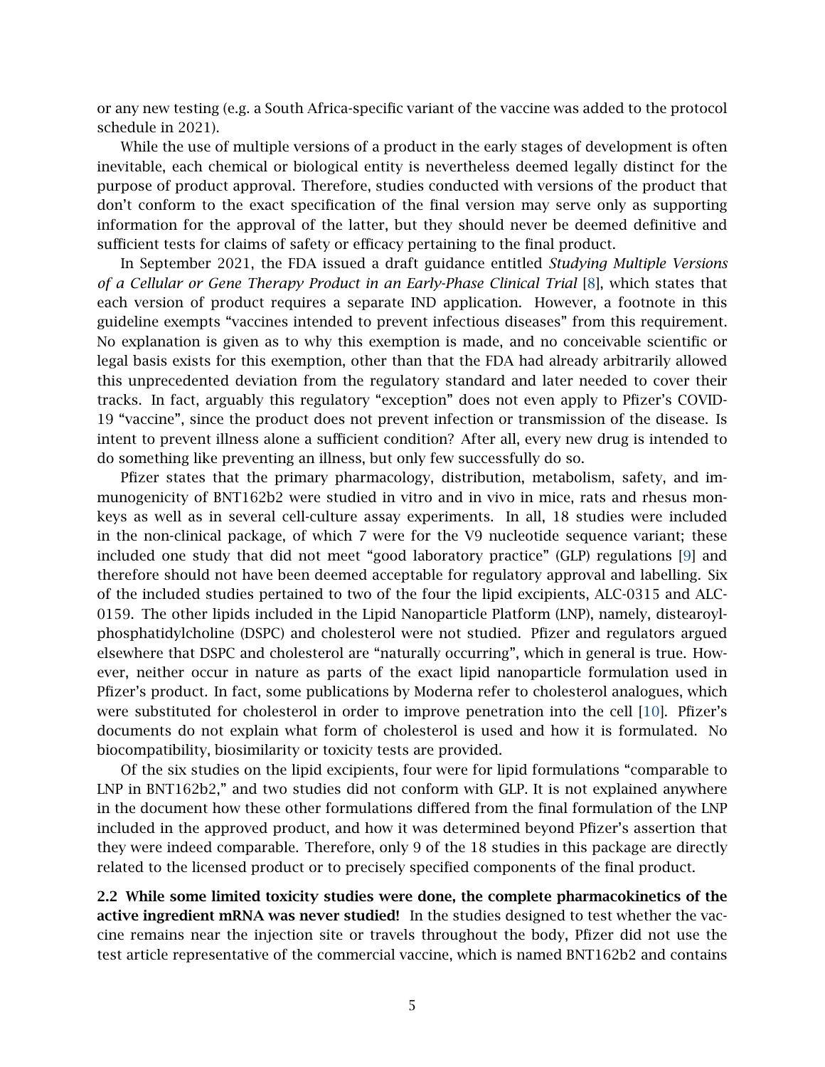or any new testing (e.g. a South Africa-specific variant of the vaccine was added to the protocol schedule in 2021).

While the use of multiple versions of a product in the early stages of development is often inevitable, each chemical or biological entity is nevertheless deemed legally distinct for the purpose of product approval. Therefore, studies conducted with versions of the product that don't conform to the exact specification of the final version may serve only as supporting information for the approval of the latter, but they should never be deemed definitive and sufficient tests for claims of safety or efficacy pertaining to the final product.

In September 2021, the FDA issued a draft guidance entitled *Studying Multiple Versions of a Cellular or Gene Therapy Product in an Early-Phase Clinical Trial* [8], which states that each version of product requires a separate IND application. However, a footnote in this guideline exempts "vaccines intended to prevent infectious diseases" from this requirement. No explanation is given as to why this exemption is made, and no conceivable scientific or legal basis exists for this exemption, other than that the FDA had already arbitrarily allowed this unprecedented deviation from the regulatory standard and later needed to cover their tracks. In fact, arguably this regulatory "exception" does not even apply to Pfizer's COVID-19 "vaccine", since the product does not prevent infection or transmission of the disease. Is intent to prevent illness alone a sufficient condition? After all, every new drug is intended to do something like preventing an illness, but only few successfully do so.

Pfizer states that the primary pharmacology, distribution, metabolism, safety, and immunogenicity of BNT162b2 were studied in vitro and in vivo in mice, rats and rhesus monkeys as well as in several cell-culture assay experiments. In all, 18 studies were included in the non-clinical package, of which 7 were for the V9 nucleotide sequence variant; these included one study that did not meet "good laboratory practice" (GLP) regulations [9] and therefore should not have been deemed acceptable for regulatory approval and labelling. Six of the included studies pertained to two of the four the lipid excipients, ALC-0315 and ALC-0159. The other lipids included in the Lipid Nanoparticle Platform (LNP), namely, distearoylphosphatidylcholine (DSPC) and cholesterol were not studied. Pfizer and regulators argued elsewhere that DSPC and cholesterol are "naturally occurring", which in general is true. However, neither occur in nature as parts of the exact lipid nanoparticle formulation used in Pfizer's product. In fact, some publications by Moderna refer to cholesterol analogues, which were substituted for cholesterol in order to improve penetration into the cell [10]. Pfizer's documents do not explain what form of cholesterol is used and how it is formulated. No biocompatibility, biosimilarity or toxicity tests are provided.

Of the six studies on the lipid excipients, four were for lipid formulations "comparable to LNP in BNT162b2," and two studies did not conform with GLP. It is not explained anywhere in the document how these other formulations differed from the final formulation of the LNP included in the approved product, and how it was determined beyond Pfizer's assertion that they were indeed comparable. Therefore, only 9 of the 18 studies in this package are directly related to the licensed product or to precisely specified components of the final product.

**2.2 While some limited toxicity studies were done, the complete pharmacokinetics of the active ingredient mRNA was never studied!** In the studies designed to test whether the vaccine remains near the injection site or travels throughout the body, Pfizer did not use the test article representative of the commercial vaccine, which is named BNT162b2 and contains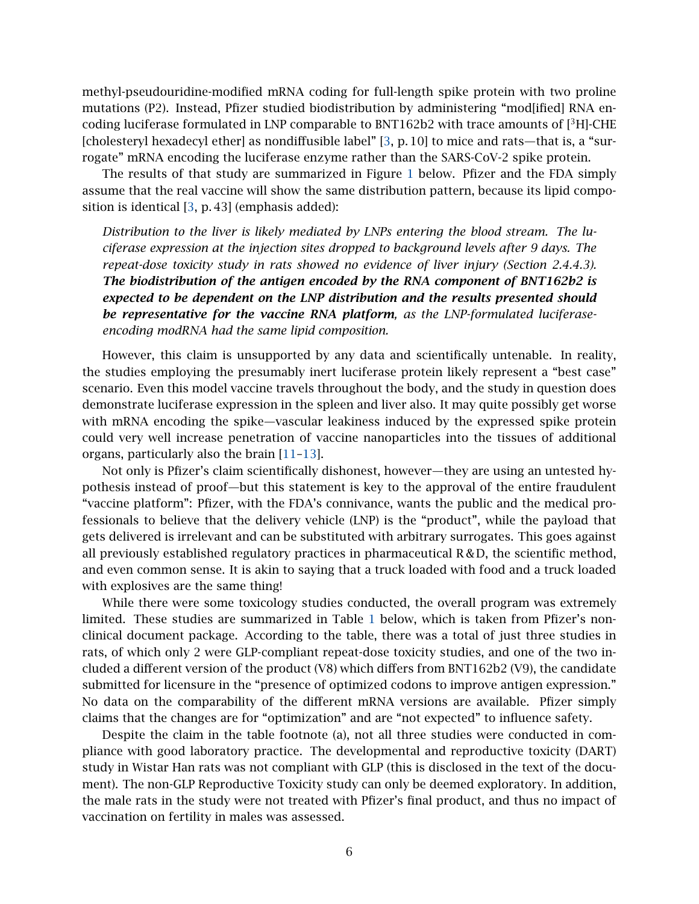methyl-pseudouridine-modified mRNA coding for full-length spike protein with two proline mutations (P2). Instead, Pfizer studied biodistribution by administering "mod[ified] RNA encoding luciferase formulated in LNP comparable to BNT162b2 with trace amounts of [$^3$H]-CHE [cholesteryl hexadecyl ether] as nondiffusible label" [3, p. 10] to mice and rats—that is, a "surrogate" mRNA encoding the luciferase enzyme rather than the SARS-CoV-2 spike protein.

The results of that study are summarized in Figure 1 below. Pfizer and the FDA simply assume that the real vaccine will show the same distribution pattern, because its lipid composition is identical [3, p. 43] (emphasis added):

> *Distribution to the liver is likely mediated by LNPs entering the blood stream. The luciferase expression at the injection sites dropped to background levels after 9 days. The repeat-dose toxicity study in rats showed no evidence of liver injury (Section 2.4.4.3).* ***The biodistribution of the antigen encoded by the RNA component of BNT162b2 is expected to be dependent on the LNP distribution and the results presented should be representative for the vaccine RNA platform****, as the LNP-formulated luciferase-encoding modRNA had the same lipid composition.*

However, this claim is unsupported by any data and scientifically untenable. In reality, the studies employing the presumably inert luciferase protein likely represent a "best case" scenario. Even this model vaccine travels throughout the body, and the study in question does demonstrate luciferase expression in the spleen and liver also. It may quite possibly get worse with mRNA encoding the spike—vascular leakiness induced by the expressed spike protein could very well increase penetration of vaccine nanoparticles into the tissues of additional organs, particularly also the brain [11–13].

Not only is Pfizer's claim scientifically dishonest, however—they are using an untested hypothesis instead of proof—but this statement is key to the approval of the entire fraudulent "vaccine platform": Pfizer, with the FDA's connivance, wants the public and the medical professionals to believe that the delivery vehicle (LNP) is the "product", while the payload that gets delivered is irrelevant and can be substituted with arbitrary surrogates. This goes against all previously established regulatory practices in pharmaceutical R&D, the scientific method, and even common sense. It is akin to saying that a truck loaded with food and a truck loaded with explosives are the same thing!

While there were some toxicology studies conducted, the overall program was extremely limited. These studies are summarized in Table 1 below, which is taken from Pfizer's nonclinical document package. According to the table, there was a total of just three studies in rats, of which only 2 were GLP-compliant repeat-dose toxicity studies, and one of the two included a different version of the product (V8) which differs from BNT162b2 (V9), the candidate submitted for licensure in the "presence of optimized codons to improve antigen expression." No data on the comparability of the different mRNA versions are available. Pfizer simply claims that the changes are for "optimization" and are "not expected" to influence safety.

Despite the claim in the table footnote (a), not all three studies were conducted in compliance with good laboratory practice. The developmental and reproductive toxicity (DART) study in Wistar Han rats was not compliant with GLP (this is disclosed in the text of the document). The non-GLP Reproductive Toxicity study can only be deemed exploratory. In addition, the male rats in the study were not treated with Pfizer's final product, and thus no impact of vaccination on fertility in males was assessed.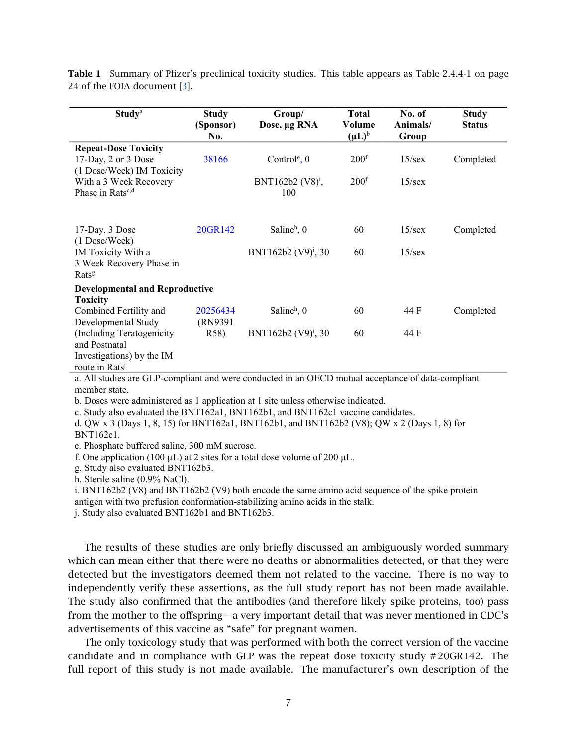**Table 1** Summary of Pfizer's preclinical toxicity studies. This table appears as Table 2.4.4-1 on page 24 of the FOIA document [3].

| Study[a] | Study (Sponsor) No. | Group/ Dose, µg RNA | Total Volume (µL)[b] | No. of Animals/ Group | Study Status |
|---|---|---|---|---|---|
| **Repeat-Dose Toxicity** | | | | | |
| 17-Day, 2 or 3 Dose (1 Dose/Week) IM Toxicity With a 3 Week Recovery Phase in Rats[c,d] | 38166 | Control[e], 0 | 200[f] | 15/sex | Completed |
| | | BNT162b2 (V8)[i], 100 | 200[f] | 15/sex | |
| 17-Day, 3 Dose (1 Dose/Week) IM Toxicity With a 3 Week Recovery Phase in Rats[g] | 20GR142 | Saline[h], 0 | 60 | 15/sex | Completed |
| | | BNT162b2 (V9)[i], 30 | 60 | 15/sex | |
| **Developmental and Reproductive Toxicity** | | | | | |
| Combined Fertility and Developmental Study (Including Teratogenicity and Postnatal Investigations) by the IM route in Rats[j] | 20256434 (RN9391 R58) | Saline[h], 0 | 60 | 44 F | Completed |
| | | BNT162b2 (V9)[i], 30 | 60 | 44 F | |

a. All studies are GLP-compliant and were conducted in an OECD mutual acceptance of data-compliant member state.
b. Doses were administered as 1 application at 1 site unless otherwise indicated.
c. Study also evaluated the BNT162a1, BNT162b1, and BNT162c1 vaccine candidates.
d. QW x 3 (Days 1, 8, 15) for BNT162a1, BNT162b1, and BNT162b2 (V8); QW x 2 (Days 1, 8) for BNT162c1.
e. Phosphate buffered saline, 300 mM sucrose.
f. One application (100 µL) at 2 sites for a total dose volume of 200 µL.
g. Study also evaluated BNT162b3.
h. Sterile saline (0.9% NaCl).
i. BNT162b2 (V8) and BNT162b2 (V9) both encode the same amino acid sequence of the spike protein antigen with two prefusion conformation-stabilizing amino acids in the stalk.
j. Study also evaluated BNT162b1 and BNT162b3.

The results of these studies are only briefly discussed an ambiguously worded summary which can mean either that there were no deaths or abnormalities detected, or that they were detected but the investigators deemed them not related to the vaccine. There is no way to independently verify these assertions, as the full study report has not been made available. The study also confirmed that the antibodies (and therefore likely spike proteins, too) pass from the mother to the offspring—a very important detail that was never mentioned in CDC's advertisements of this vaccine as "safe" for pregnant women.

The only toxicology study that was performed with both the correct version of the vaccine candidate and in compliance with GLP was the repeat dose toxicity study #20GR142. The full report of this study is not made available. The manufacturer's own description of the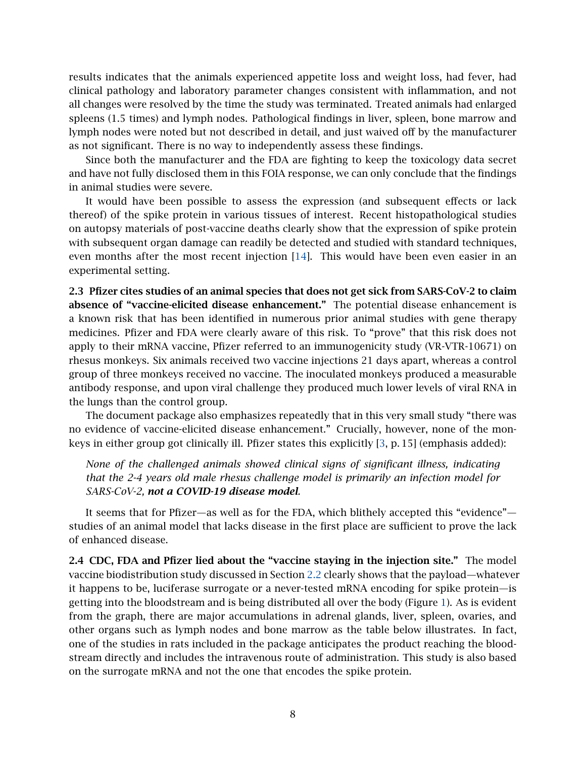results indicates that the animals experienced appetite loss and weight loss, had fever, had clinical pathology and laboratory parameter changes consistent with inflammation, and not all changes were resolved by the time the study was terminated. Treated animals had enlarged spleens (1.5 times) and lymph nodes. Pathological findings in liver, spleen, bone marrow and lymph nodes were noted but not described in detail, and just waived off by the manufacturer as not significant. There is no way to independently assess these findings.

Since both the manufacturer and the FDA are fighting to keep the toxicology data secret and have not fully disclosed them in this FOIA response, we can only conclude that the findings in animal studies were severe.

It would have been possible to assess the expression (and subsequent effects or lack thereof) of the spike protein in various tissues of interest. Recent histopathological studies on autopsy materials of post-vaccine deaths clearly show that the expression of spike protein with subsequent organ damage can readily be detected and studied with standard techniques, even months after the most recent injection [14]. This would have been even easier in an experimental setting.

**2.3 Pfizer cites studies of an animal species that does not get sick from SARS-CoV-2 to claim absence of "vaccine-elicited disease enhancement."** The potential disease enhancement is a known risk that has been identified in numerous prior animal studies with gene therapy medicines. Pfizer and FDA were clearly aware of this risk. To "prove" that this risk does not apply to their mRNA vaccine, Pfizer referred to an immunogenicity study (VR-VTR-10671) on rhesus monkeys. Six animals received two vaccine injections 21 days apart, whereas a control group of three monkeys received no vaccine. The inoculated monkeys produced a measurable antibody response, and upon viral challenge they produced much lower levels of viral RNA in the lungs than the control group.

The document package also emphasizes repeatedly that in this very small study "there was no evidence of vaccine-elicited disease enhancement." Crucially, however, none of the monkeys in either group got clinically ill. Pfizer states this explicitly [3, p. 15] (emphasis added):

> *None of the challenged animals showed clinical signs of significant illness, indicating that the 2-4 years old male rhesus challenge model is primarily an infection model for SARS-CoV-2,* ***not a COVID-19 disease model****.*

It seems that for Pfizer—as well as for the FDA, which blithely accepted this "evidence"—studies of an animal model that lacks disease in the first place are sufficient to prove the lack of enhanced disease.

**2.4 CDC, FDA and Pfizer lied about the "vaccine staying in the injection site."** The model vaccine biodistribution study discussed in Section 2.2 clearly shows that the payload—whatever it happens to be, luciferase surrogate or a never-tested mRNA encoding for spike protein—is getting into the bloodstream and is being distributed all over the body (Figure 1). As is evident from the graph, there are major accumulations in adrenal glands, liver, spleen, ovaries, and other organs such as lymph nodes and bone marrow as the table below illustrates. In fact, one of the studies in rats included in the package anticipates the product reaching the bloodstream directly and includes the intravenous route of administration. This study is also based on the surrogate mRNA and not the one that encodes the spike protein.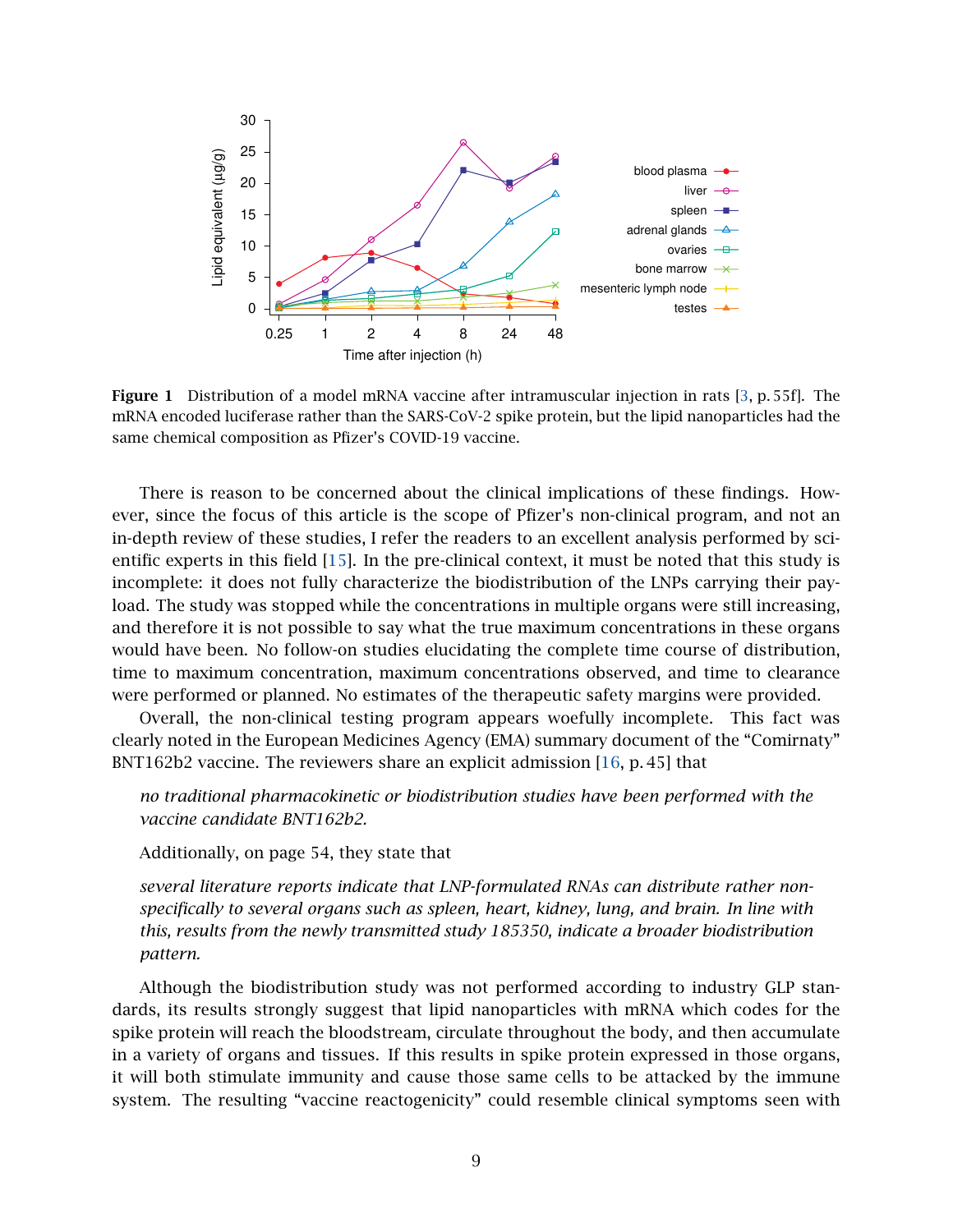**Figure 1** Distribution of a model mRNA vaccine after intramuscular injection in rats [3, p. 55f]. The mRNA encoded luciferase rather than the SARS-CoV-2 spike protein, but the lipid nanoparticles had the same chemical composition as Pfizer's COVID-19 vaccine.

There is reason to be concerned about the clinical implications of these findings. However, since the focus of this article is the scope of Pfizer's non-clinical program, and not an in-depth review of these studies, I refer the readers to an excellent analysis performed by scientific experts in this field [15]. In the pre-clinical context, it must be noted that this study is incomplete: it does not fully characterize the biodistribution of the LNPs carrying their payload. The study was stopped while the concentrations in multiple organs were still increasing, and therefore it is not possible to say what the true maximum concentrations in these organs would have been. No follow-on studies elucidating the complete time course of distribution, time to maximum concentration, maximum concentrations observed, and time to clearance were performed or planned. No estimates of the therapeutic safety margins were provided.

Overall, the non-clinical testing program appears woefully incomplete. This fact was clearly noted in the European Medicines Agency (EMA) summary document of the "Comirnaty" BNT162b2 vaccine. The reviewers share an explicit admission [16, p. 45] that

> *no traditional pharmacokinetic or biodistribution studies have been performed with the vaccine candidate BNT162b2.*

Additionally, on page 54, they state that

> *several literature reports indicate that LNP-formulated RNAs can distribute rather non-specifically to several organs such as spleen, heart, kidney, lung, and brain. In line with this, results from the newly transmitted study 185350, indicate a broader biodistribution pattern.*

Although the biodistribution study was not performed according to industry GLP standards, its results strongly suggest that lipid nanoparticles with mRNA which codes for the spike protein will reach the bloodstream, circulate throughout the body, and then accumulate in a variety of organs and tissues. If this results in spike protein expressed in those organs, it will both stimulate immunity and cause those same cells to be attacked by the immune system. The resulting "vaccine reactogenicity" could resemble clinical symptoms seen with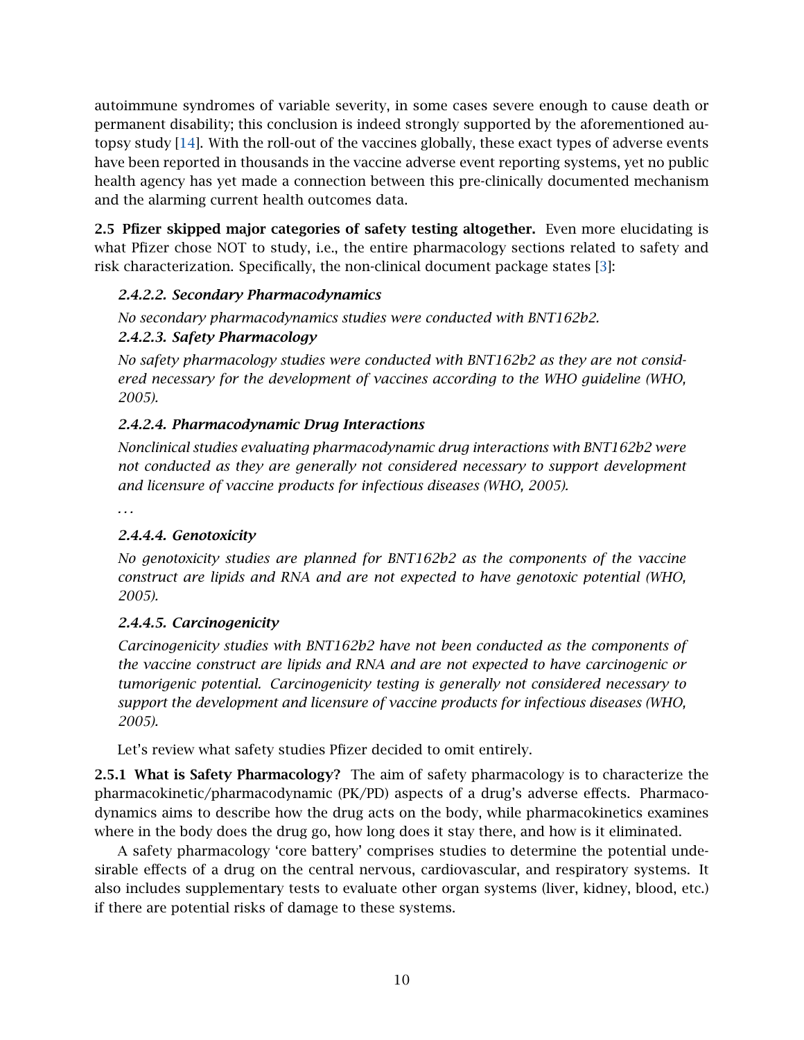autoimmune syndromes of variable severity, in some cases severe enough to cause death or permanent disability; this conclusion is indeed strongly supported by the aforementioned autopsy study [14]. With the roll-out of the vaccines globally, these exact types of adverse events have been reported in thousands in the vaccine adverse event reporting systems, yet no public health agency has yet made a connection between this pre-clinically documented mechanism and the alarming current health outcomes data.

**2.5 Pfizer skipped major categories of safety testing altogether.** Even more elucidating is what Pfizer chose NOT to study, i.e., the entire pharmacology sections related to safety and risk characterization. Specifically, the non-clinical document package states [3]:

> ***2.4.2.2. Secondary Pharmacodynamics***
>
> *No secondary pharmacodynamics studies were conducted with BNT162b2.*
>
> ***2.4.2.3. Safety Pharmacology***
>
> *No safety pharmacology studies were conducted with BNT162b2 as they are not considered necessary for the development of vaccines according to the WHO guideline (WHO, 2005).*
>
> ***2.4.2.4. Pharmacodynamic Drug Interactions***
>
> *Nonclinical studies evaluating pharmacodynamic drug interactions with BNT162b2 were not conducted as they are generally not considered necessary to support development and licensure of vaccine products for infectious diseases (WHO, 2005).*
>
> *. . .*
>
> ***2.4.4.4. Genotoxicity***
>
> *No genotoxicity studies are planned for BNT162b2 as the components of the vaccine construct are lipids and RNA and are not expected to have genotoxic potential (WHO, 2005).*
>
> ***2.4.4.5. Carcinogenicity***
>
> *Carcinogenicity studies with BNT162b2 have not been conducted as the components of the vaccine construct are lipids and RNA and are not expected to have carcinogenic or tumorigenic potential. Carcinogenicity testing is generally not considered necessary to support the development and licensure of vaccine products for infectious diseases (WHO, 2005).*

Let's review what safety studies Pfizer decided to omit entirely.

**2.5.1 What is Safety Pharmacology?** The aim of safety pharmacology is to characterize the pharmacokinetic/pharmacodynamic (PK/PD) aspects of a drug's adverse effects. Pharmacodynamics aims to describe how the drug acts on the body, while pharmacokinetics examines where in the body does the drug go, how long does it stay there, and how is it eliminated.

A safety pharmacology 'core battery' comprises studies to determine the potential undesirable effects of a drug on the central nervous, cardiovascular, and respiratory systems. It also includes supplementary tests to evaluate other organ systems (liver, kidney, blood, etc.) if there are potential risks of damage to these systems.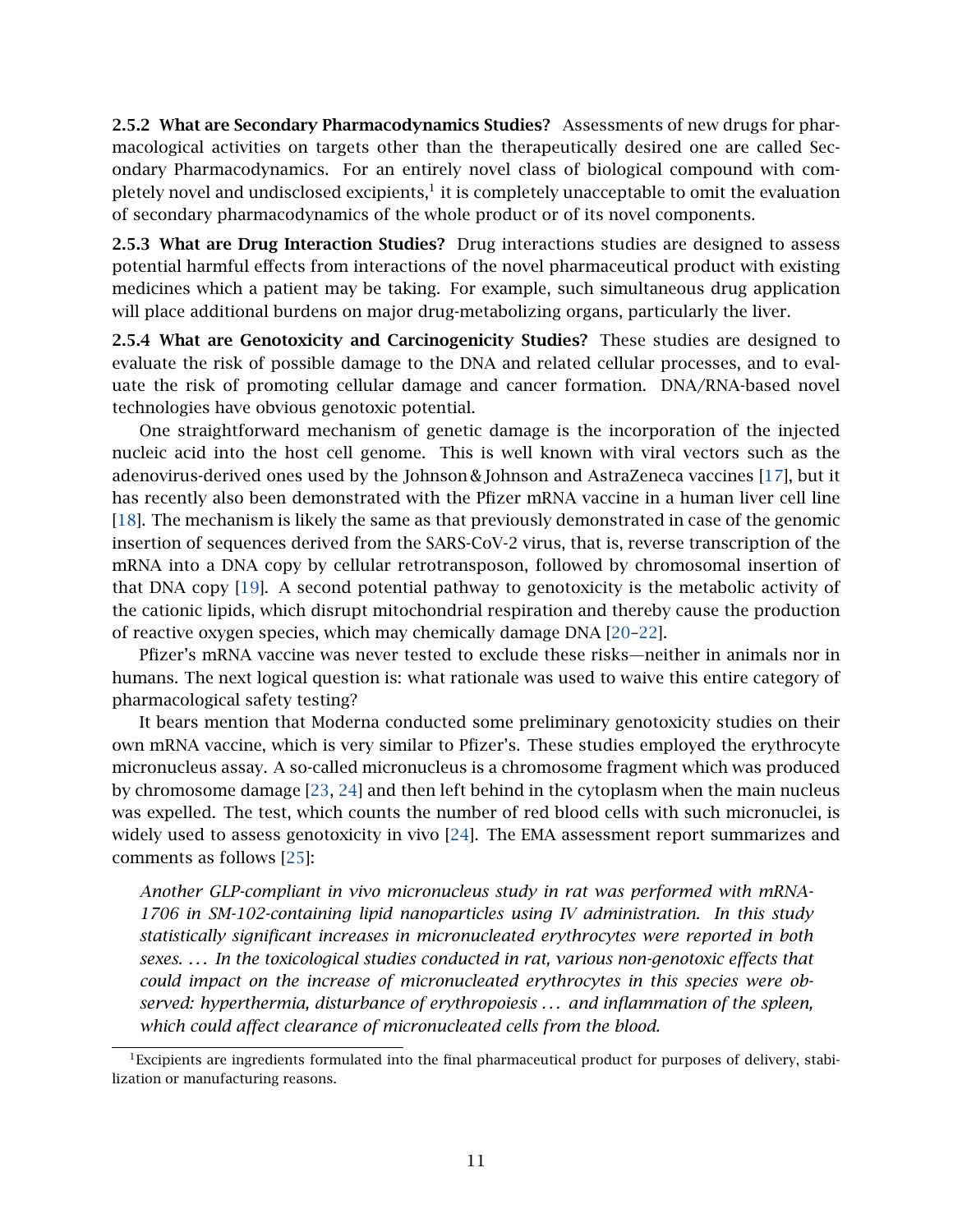**2.5.2 What are Secondary Pharmacodynamics Studies?** Assessments of new drugs for pharmacological activities on targets other than the therapeutically desired one are called Secondary Pharmacodynamics. For an entirely novel class of biological compound with completely novel and undisclosed excipients,[1] it is completely unacceptable to omit the evaluation of secondary pharmacodynamics of the whole product or of its novel components.

**2.5.3 What are Drug Interaction Studies?** Drug interactions studies are designed to assess potential harmful effects from interactions of the novel pharmaceutical product with existing medicines which a patient may be taking. For example, such simultaneous drug application will place additional burdens on major drug-metabolizing organs, particularly the liver.

**2.5.4 What are Genotoxicity and Carcinogenicity Studies?** These studies are designed to evaluate the risk of possible damage to the DNA and related cellular processes, and to evaluate the risk of promoting cellular damage and cancer formation. DNA/RNA-based novel technologies have obvious genotoxic potential.

One straightforward mechanism of genetic damage is the incorporation of the injected nucleic acid into the host cell genome. This is well known with viral vectors such as the adenovirus-derived ones used by the Johnson & Johnson and AstraZeneca vaccines [17], but it has recently also been demonstrated with the Pfizer mRNA vaccine in a human liver cell line [18]. The mechanism is likely the same as that previously demonstrated in case of the genomic insertion of sequences derived from the SARS-CoV-2 virus, that is, reverse transcription of the mRNA into a DNA copy by cellular retrotransposon, followed by chromosomal insertion of that DNA copy [19]. A second potential pathway to genotoxicity is the metabolic activity of the cationic lipids, which disrupt mitochondrial respiration and thereby cause the production of reactive oxygen species, which may chemically damage DNA [20–22].

Pfizer's mRNA vaccine was never tested to exclude these risks—neither in animals nor in humans. The next logical question is: what rationale was used to waive this entire category of pharmacological safety testing?

It bears mention that Moderna conducted some preliminary genotoxicity studies on their own mRNA vaccine, which is very similar to Pfizer's. These studies employed the erythrocyte micronucleus assay. A so-called micronucleus is a chromosome fragment which was produced by chromosome damage [23, 24] and then left behind in the cytoplasm when the main nucleus was expelled. The test, which counts the number of red blood cells with such micronuclei, is widely used to assess genotoxicity in vivo [24]. The EMA assessment report summarizes and comments as follows [25]:

> *Another GLP-compliant in vivo micronucleus study in rat was performed with mRNA-1706 in SM-102-containing lipid nanoparticles using IV administration. In this study statistically significant increases in micronucleated erythrocytes were reported in both sexes. … In the toxicological studies conducted in rat, various non-genotoxic effects that could impact on the increase of micronucleated erythrocytes in this species were observed: hyperthermia, disturbance of erythropoiesis … and inflammation of the spleen, which could affect clearance of micronucleated cells from the blood.*

---

[1] Excipients are ingredients formulated into the final pharmaceutical product for purposes of delivery, stabilization or manufacturing reasons.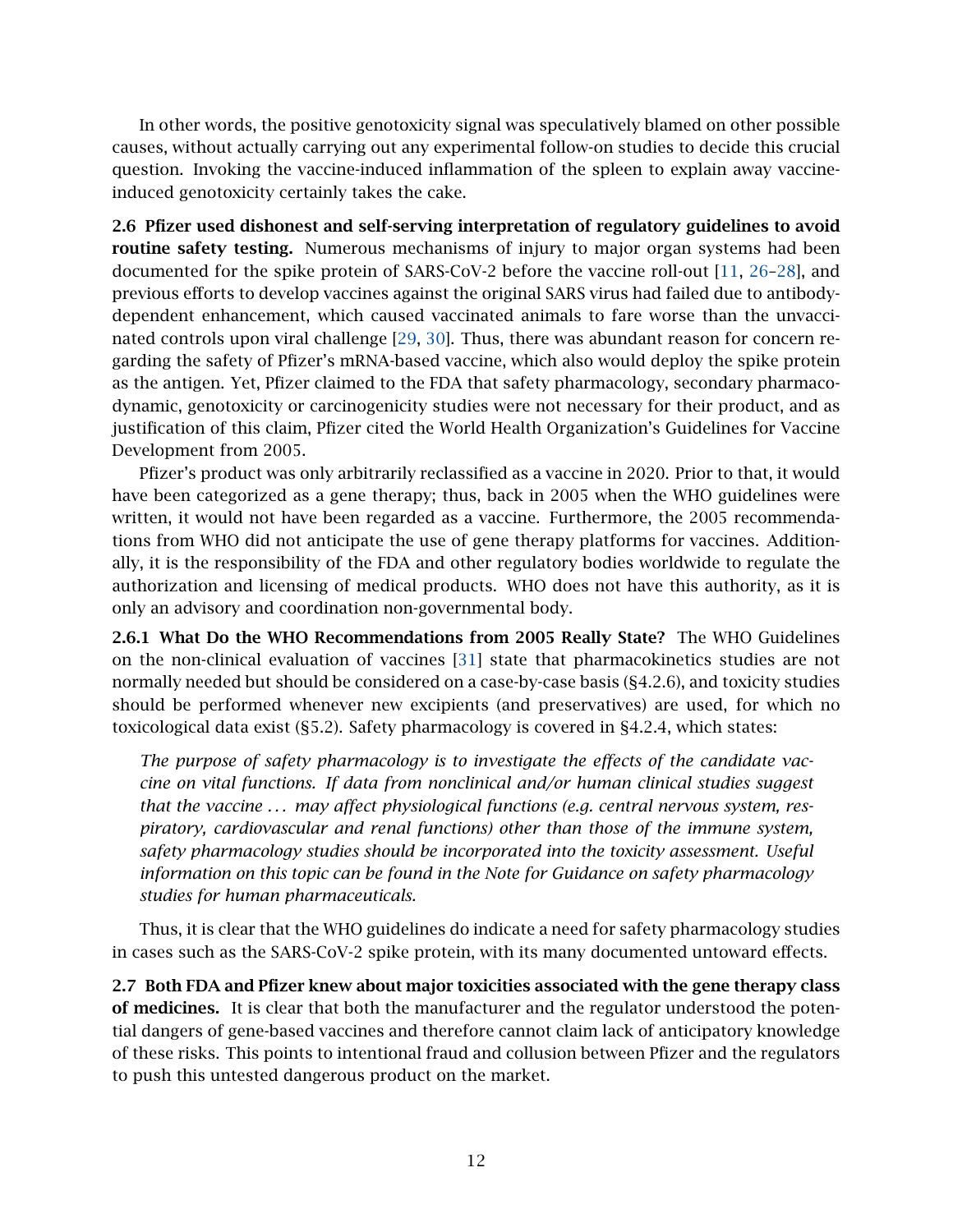In other words, the positive genotoxicity signal was speculatively blamed on other possible causes, without actually carrying out any experimental follow-on studies to decide this crucial question. Invoking the vaccine-induced inflammation of the spleen to explain away vaccine-induced genotoxicity certainly takes the cake.

**2.6 Pfizer used dishonest and self-serving interpretation of regulatory guidelines to avoid routine safety testing.** Numerous mechanisms of injury to major organ systems had been documented for the spike protein of SARS-CoV-2 before the vaccine roll-out [11, 26–28], and previous efforts to develop vaccines against the original SARS virus had failed due to antibody-dependent enhancement, which caused vaccinated animals to fare worse than the unvaccinated controls upon viral challenge [29, 30]. Thus, there was abundant reason for concern regarding the safety of Pfizer's mRNA-based vaccine, which also would deploy the spike protein as the antigen. Yet, Pfizer claimed to the FDA that safety pharmacology, secondary pharmacodynamic, genotoxicity or carcinogenicity studies were not necessary for their product, and as justification of this claim, Pfizer cited the World Health Organization's Guidelines for Vaccine Development from 2005.

Pfizer's product was only arbitrarily reclassified as a vaccine in 2020. Prior to that, it would have been categorized as a gene therapy; thus, back in 2005 when the WHO guidelines were written, it would not have been regarded as a vaccine. Furthermore, the 2005 recommendations from WHO did not anticipate the use of gene therapy platforms for vaccines. Additionally, it is the responsibility of the FDA and other regulatory bodies worldwide to regulate the authorization and licensing of medical products. WHO does not have this authority, as it is only an advisory and coordination non-governmental body.

**2.6.1 What Do the WHO Recommendations from 2005 Really State?** The WHO Guidelines on the non-clinical evaluation of vaccines [31] state that pharmacokinetics studies are not normally needed but should be considered on a case-by-case basis (§4.2.6), and toxicity studies should be performed whenever new excipients (and preservatives) are used, for which no toxicological data exist (§5.2). Safety pharmacology is covered in §4.2.4, which states:

> *The purpose of safety pharmacology is to investigate the effects of the candidate vaccine on vital functions. If data from nonclinical and/or human clinical studies suggest that the vaccine . . . may affect physiological functions (e.g. central nervous system, respiratory, cardiovascular and renal functions) other than those of the immune system, safety pharmacology studies should be incorporated into the toxicity assessment. Useful information on this topic can be found in the Note for Guidance on safety pharmacology studies for human pharmaceuticals.*

Thus, it is clear that the WHO guidelines do indicate a need for safety pharmacology studies in cases such as the SARS-CoV-2 spike protein, with its many documented untoward effects.

**2.7 Both FDA and Pfizer knew about major toxicities associated with the gene therapy class of medicines.** It is clear that both the manufacturer and the regulator understood the potential dangers of gene-based vaccines and therefore cannot claim lack of anticipatory knowledge of these risks. This points to intentional fraud and collusion between Pfizer and the regulators to push this untested dangerous product on the market.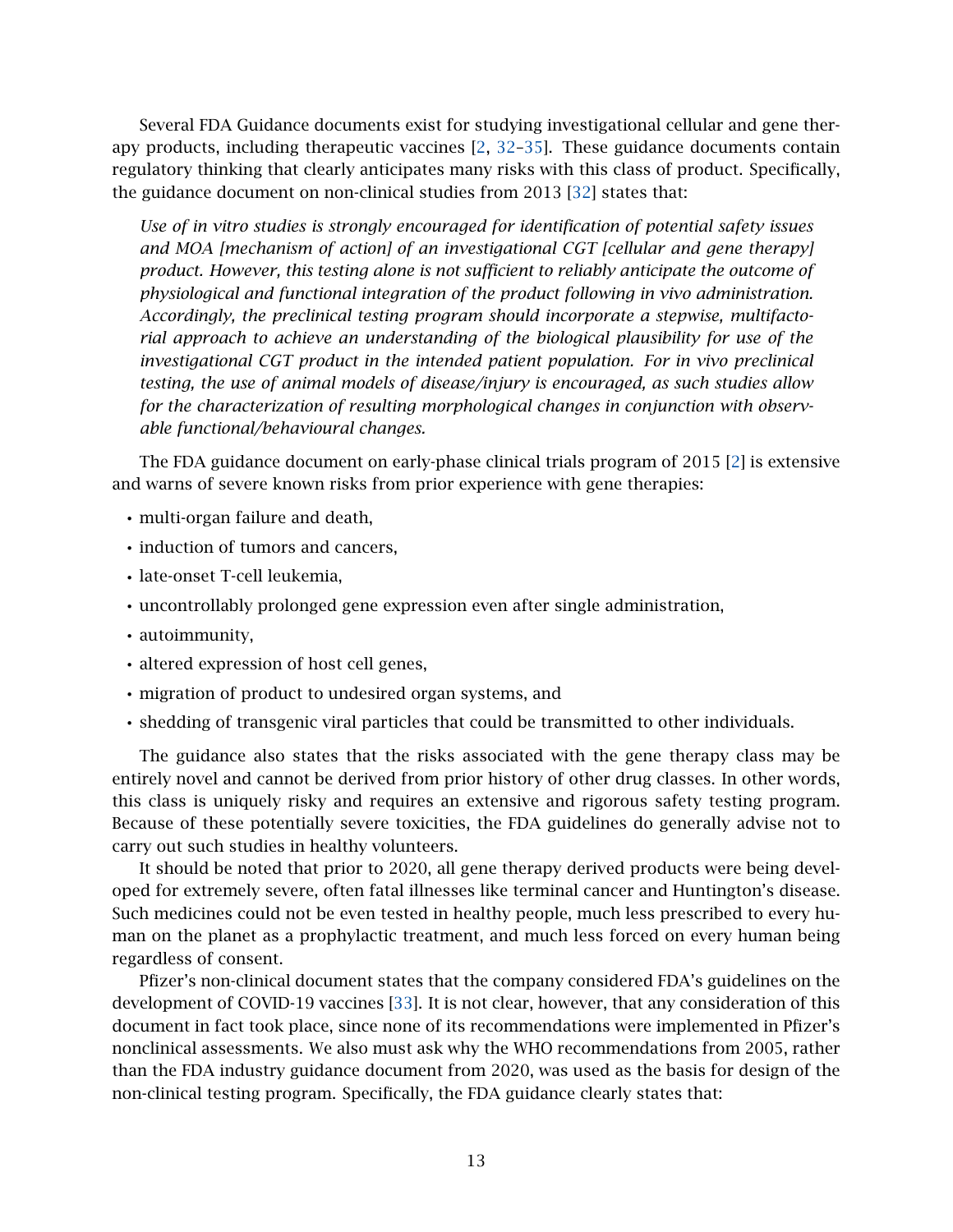Several FDA Guidance documents exist for studying investigational cellular and gene therapy products, including therapeutic vaccines [2, 32–35]. These guidance documents contain regulatory thinking that clearly anticipates many risks with this class of product. Specifically, the guidance document on non-clinical studies from 2013 [32] states that:

> *Use of in vitro studies is strongly encouraged for identification of potential safety issues and MOA [mechanism of action] of an investigational CGT [cellular and gene therapy] product. However, this testing alone is not sufficient to reliably anticipate the outcome of physiological and functional integration of the product following in vivo administration. Accordingly, the preclinical testing program should incorporate a stepwise, multifactorial approach to achieve an understanding of the biological plausibility for use of the investigational CGT product in the intended patient population. For in vivo preclinical testing, the use of animal models of disease/injury is encouraged, as such studies allow for the characterization of resulting morphological changes in conjunction with observable functional/behavioural changes.*

The FDA guidance document on early-phase clinical trials program of 2015 [2] is extensive and warns of severe known risks from prior experience with gene therapies:

- multi-organ failure and death,
- induction of tumors and cancers,
- late-onset T-cell leukemia,
- uncontrollably prolonged gene expression even after single administration,
- autoimmunity,
- altered expression of host cell genes,
- migration of product to undesired organ systems, and
- shedding of transgenic viral particles that could be transmitted to other individuals.

The guidance also states that the risks associated with the gene therapy class may be entirely novel and cannot be derived from prior history of other drug classes. In other words, this class is uniquely risky and requires an extensive and rigorous safety testing program. Because of these potentially severe toxicities, the FDA guidelines do generally advise not to carry out such studies in healthy volunteers.

It should be noted that prior to 2020, all gene therapy derived products were being developed for extremely severe, often fatal illnesses like terminal cancer and Huntington's disease. Such medicines could not be even tested in healthy people, much less prescribed to every human on the planet as a prophylactic treatment, and much less forced on every human being regardless of consent.

Pfizer's non-clinical document states that the company considered FDA's guidelines on the development of COVID-19 vaccines [33]. It is not clear, however, that any consideration of this document in fact took place, since none of its recommendations were implemented in Pfizer's nonclinical assessments. We also must ask why the WHO recommendations from 2005, rather than the FDA industry guidance document from 2020, was used as the basis for design of the non-clinical testing program. Specifically, the FDA guidance clearly states that: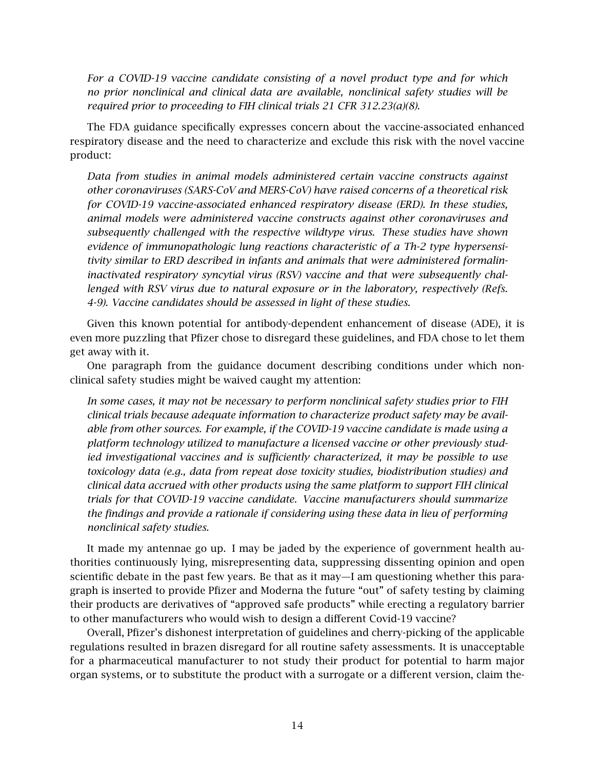*For a COVID-19 vaccine candidate consisting of a novel product type and for which no prior nonclinical and clinical data are available, nonclinical safety studies will be required prior to proceeding to FIH clinical trials 21 CFR 312.23(a)(8).*

The FDA guidance specifically expresses concern about the vaccine-associated enhanced respiratory disease and the need to characterize and exclude this risk with the novel vaccine product:

*Data from studies in animal models administered certain vaccine constructs against other coronaviruses (SARS-CoV and MERS-CoV) have raised concerns of a theoretical risk for COVID-19 vaccine-associated enhanced respiratory disease (ERD). In these studies, animal models were administered vaccine constructs against other coronaviruses and subsequently challenged with the respective wildtype virus. These studies have shown evidence of immunopathologic lung reactions characteristic of a Th-2 type hypersensitivity similar to ERD described in infants and animals that were administered formalin-inactivated respiratory syncytial virus (RSV) vaccine and that were subsequently challenged with RSV virus due to natural exposure or in the laboratory, respectively (Refs. 4-9). Vaccine candidates should be assessed in light of these studies.*

Given this known potential for antibody-dependent enhancement of disease (ADE), it is even more puzzling that Pfizer chose to disregard these guidelines, and FDA chose to let them get away with it.

One paragraph from the guidance document describing conditions under which nonclinical safety studies might be waived caught my attention:

*In some cases, it may not be necessary to perform nonclinical safety studies prior to FIH clinical trials because adequate information to characterize product safety may be available from other sources. For example, if the COVID-19 vaccine candidate is made using a platform technology utilized to manufacture a licensed vaccine or other previously studied investigational vaccines and is sufficiently characterized, it may be possible to use toxicology data (e.g., data from repeat dose toxicity studies, biodistribution studies) and clinical data accrued with other products using the same platform to support FIH clinical trials for that COVID-19 vaccine candidate. Vaccine manufacturers should summarize the findings and provide a rationale if considering using these data in lieu of performing nonclinical safety studies.*

It made my antennae go up. I may be jaded by the experience of government health authorities continuously lying, misrepresenting data, suppressing dissenting opinion and open scientific debate in the past few years. Be that as it may—I am questioning whether this paragraph is inserted to provide Pfizer and Moderna the future "out" of safety testing by claiming their products are derivatives of "approved safe products" while erecting a regulatory barrier to other manufacturers who would wish to design a different Covid-19 vaccine?

Overall, Pfizer's dishonest interpretation of guidelines and cherry-picking of the applicable regulations resulted in brazen disregard for all routine safety assessments. It is unacceptable for a pharmaceutical manufacturer to not study their product for potential to harm major organ systems, or to substitute the product with a surrogate or a different version, claim the-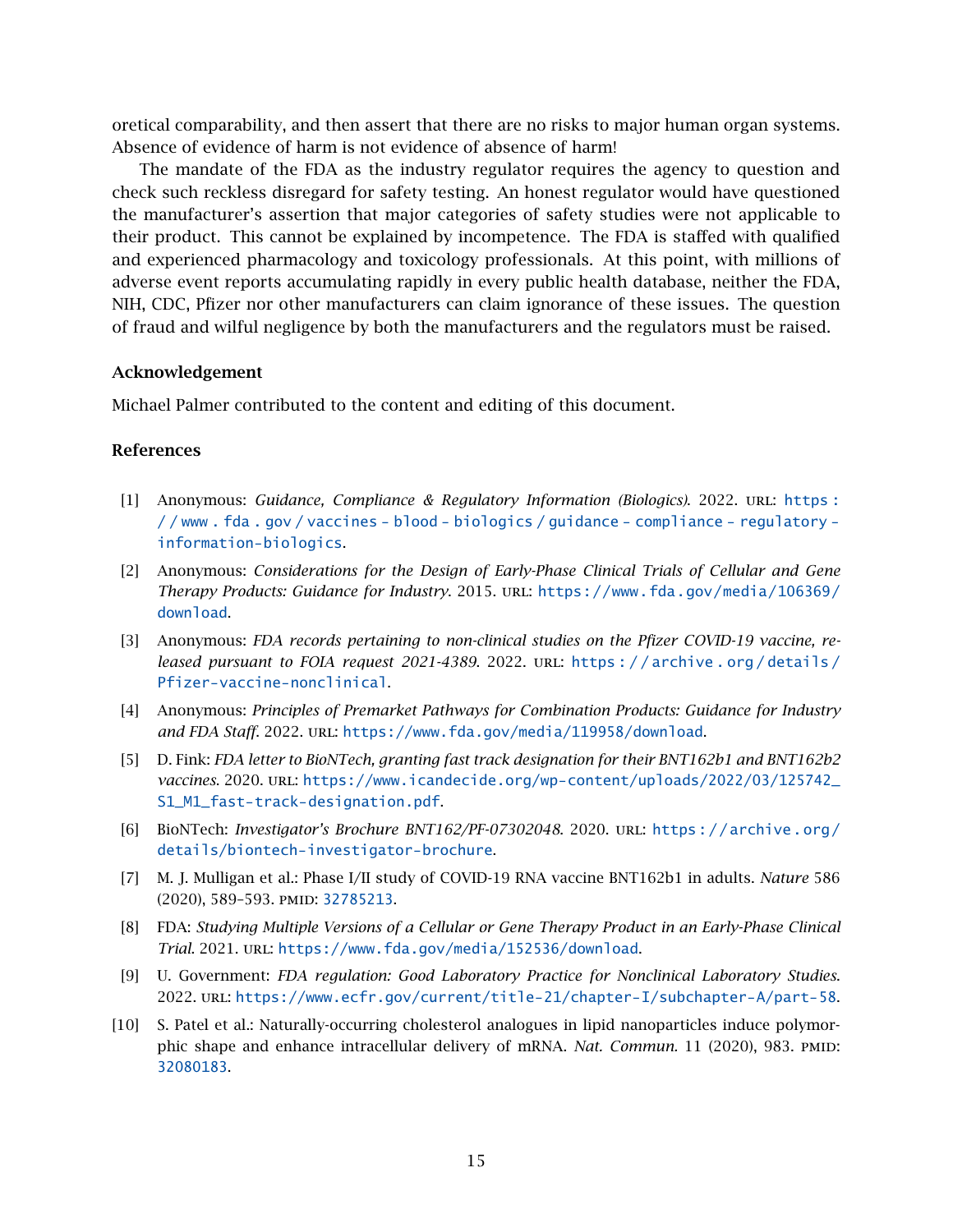oretical comparability, and then assert that there are no risks to major human organ systems. Absence of evidence of harm is not evidence of absence of harm!

The mandate of the FDA as the industry regulator requires the agency to question and check such reckless disregard for safety testing. An honest regulator would have questioned the manufacturer's assertion that major categories of safety studies were not applicable to their product. This cannot be explained by incompetence. The FDA is staffed with qualified and experienced pharmacology and toxicology professionals. At this point, with millions of adverse event reports accumulating rapidly in every public health database, neither the FDA, NIH, CDC, Pfizer nor other manufacturers can claim ignorance of these issues. The question of fraud and wilful negligence by both the manufacturers and the regulators must be raised.

### Acknowledgement

Michael Palmer contributed to the content and editing of this document.

### References

[1] Anonymous: *Guidance, Compliance & Regulatory Information (Biologics)*. 2022. URL: https://www.fda.gov/vaccines-blood-biologics/guidance-compliance-regulatory-information-biologics.

[2] Anonymous: *Considerations for the Design of Early-Phase Clinical Trials of Cellular and Gene Therapy Products: Guidance for Industry*. 2015. URL: https://www.fda.gov/media/106369/download.

[3] Anonymous: *FDA records pertaining to non-clinical studies on the Pfizer COVID-19 vaccine, released pursuant to FOIA request 2021-4389*. 2022. URL: https://archive.org/details/Pfizer-vaccine-nonclinical.

[4] Anonymous: *Principles of Premarket Pathways for Combination Products: Guidance for Industry and FDA Staff*. 2022. URL: https://www.fda.gov/media/119958/download.

[5] D. Fink: *FDA letter to BioNTech, granting fast track designation for their BNT162b1 and BNT162b2 vaccines*. 2020. URL: https://www.icandecide.org/wp-content/uploads/2022/03/125742_S1_M1_fast-track-designation.pdf.

[6] BioNTech: *Investigator's Brochure BNT162/PF-07302048*. 2020. URL: https://archive.org/details/biontech-investigator-brochure.

[7] M. J. Mulligan et al.: Phase I/II study of COVID-19 RNA vaccine BNT162b1 in adults. *Nature* 586 (2020), 589–593. PMID: 32785213.

[8] FDA: *Studying Multiple Versions of a Cellular or Gene Therapy Product in an Early-Phase Clinical Trial*. 2021. URL: https://www.fda.gov/media/152536/download.

[9] U. Government: *FDA regulation: Good Laboratory Practice for Nonclinical Laboratory Studies*. 2022. URL: https://www.ecfr.gov/current/title-21/chapter-I/subchapter-A/part-58.

[10] S. Patel et al.: Naturally-occurring cholesterol analogues in lipid nanoparticles induce polymorphic shape and enhance intracellular delivery of mRNA. *Nat. Commun.* 11 (2020), 983. PMID: 32080183.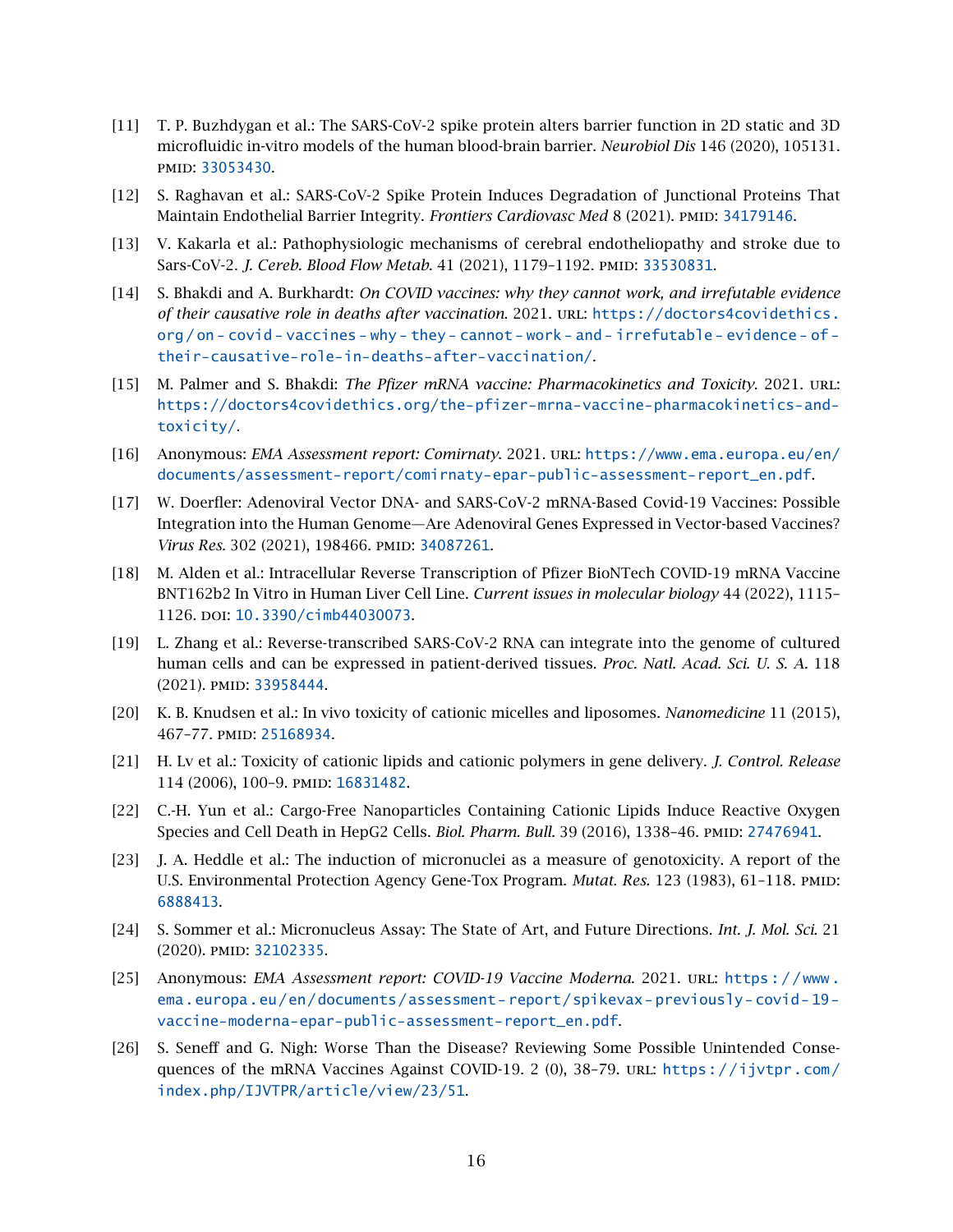[11] T. P. Buzhdygan et al.: The SARS-CoV-2 spike protein alters barrier function in 2D static and 3D microfluidic in-vitro models of the human blood-brain barrier. *Neurobiol Dis* 146 (2020), 105131. PMID: 33053430.

[12] S. Raghavan et al.: SARS-CoV-2 Spike Protein Induces Degradation of Junctional Proteins That Maintain Endothelial Barrier Integrity. *Frontiers Cardiovasc Med* 8 (2021). PMID: 34179146.

[13] V. Kakarla et al.: Pathophysiologic mechanisms of cerebral endotheliopathy and stroke due to Sars-CoV-2. *J. Cereb. Blood Flow Metab.* 41 (2021), 1179–1192. PMID: 33530831.

[14] S. Bhakdi and A. Burkhardt: *On COVID vaccines: why they cannot work, and irrefutable evidence of their causative role in deaths after vaccination.* 2021. URL: https://doctors4covidethics.org/on-covid-vaccines-why-they-cannot-work-and-irrefutable-evidence-of-their-causative-role-in-deaths-after-vaccination/.

[15] M. Palmer and S. Bhakdi: *The Pfizer mRNA vaccine: Pharmacokinetics and Toxicity.* 2021. URL: https://doctors4covidethics.org/the-pfizer-mrna-vaccine-pharmacokinetics-and-toxicity/.

[16] Anonymous: *EMA Assessment report: Comirnaty.* 2021. URL: https://www.ema.europa.eu/en/documents/assessment-report/comirnaty-epar-public-assessment-report_en.pdf.

[17] W. Doerfler: Adenoviral Vector DNA- and SARS-CoV-2 mRNA-Based Covid-19 Vaccines: Possible Integration into the Human Genome—Are Adenoviral Genes Expressed in Vector-based Vaccines? *Virus Res.* 302 (2021), 198466. PMID: 34087261.

[18] M. Alden et al.: Intracellular Reverse Transcription of Pfizer BioNTech COVID-19 mRNA Vaccine BNT162b2 In Vitro in Human Liver Cell Line. *Current issues in molecular biology* 44 (2022), 1115–1126. DOI: 10.3390/cimb44030073.

[19] L. Zhang et al.: Reverse-transcribed SARS-CoV-2 RNA can integrate into the genome of cultured human cells and can be expressed in patient-derived tissues. *Proc. Natl. Acad. Sci. U. S. A.* 118 (2021). PMID: 33958444.

[20] K. B. Knudsen et al.: In vivo toxicity of cationic micelles and liposomes. *Nanomedicine* 11 (2015), 467–77. PMID: 25168934.

[21] H. Lv et al.: Toxicity of cationic lipids and cationic polymers in gene delivery. *J. Control. Release* 114 (2006), 100–9. PMID: 16831482.

[22] C.-H. Yun et al.: Cargo-Free Nanoparticles Containing Cationic Lipids Induce Reactive Oxygen Species and Cell Death in HepG2 Cells. *Biol. Pharm. Bull.* 39 (2016), 1338–46. PMID: 27476941.

[23] J. A. Heddle et al.: The induction of micronuclei as a measure of genotoxicity. A report of the U.S. Environmental Protection Agency Gene-Tox Program. *Mutat. Res.* 123 (1983), 61–118. PMID: 6888413.

[24] S. Sommer et al.: Micronucleus Assay: The State of Art, and Future Directions. *Int. J. Mol. Sci.* 21 (2020). PMID: 32102335.

[25] Anonymous: *EMA Assessment report: COVID-19 Vaccine Moderna.* 2021. URL: https://www.ema.europa.eu/en/documents/assessment-report/spikevax-previously-covid-19-vaccine-moderna-epar-public-assessment-report_en.pdf.

[26] S. Seneff and G. Nigh: Worse Than the Disease? Reviewing Some Possible Unintended Consequences of the mRNA Vaccines Against COVID-19. 2 (0), 38–79. URL: https://ijvtpr.com/index.php/IJVTPR/article/view/23/51.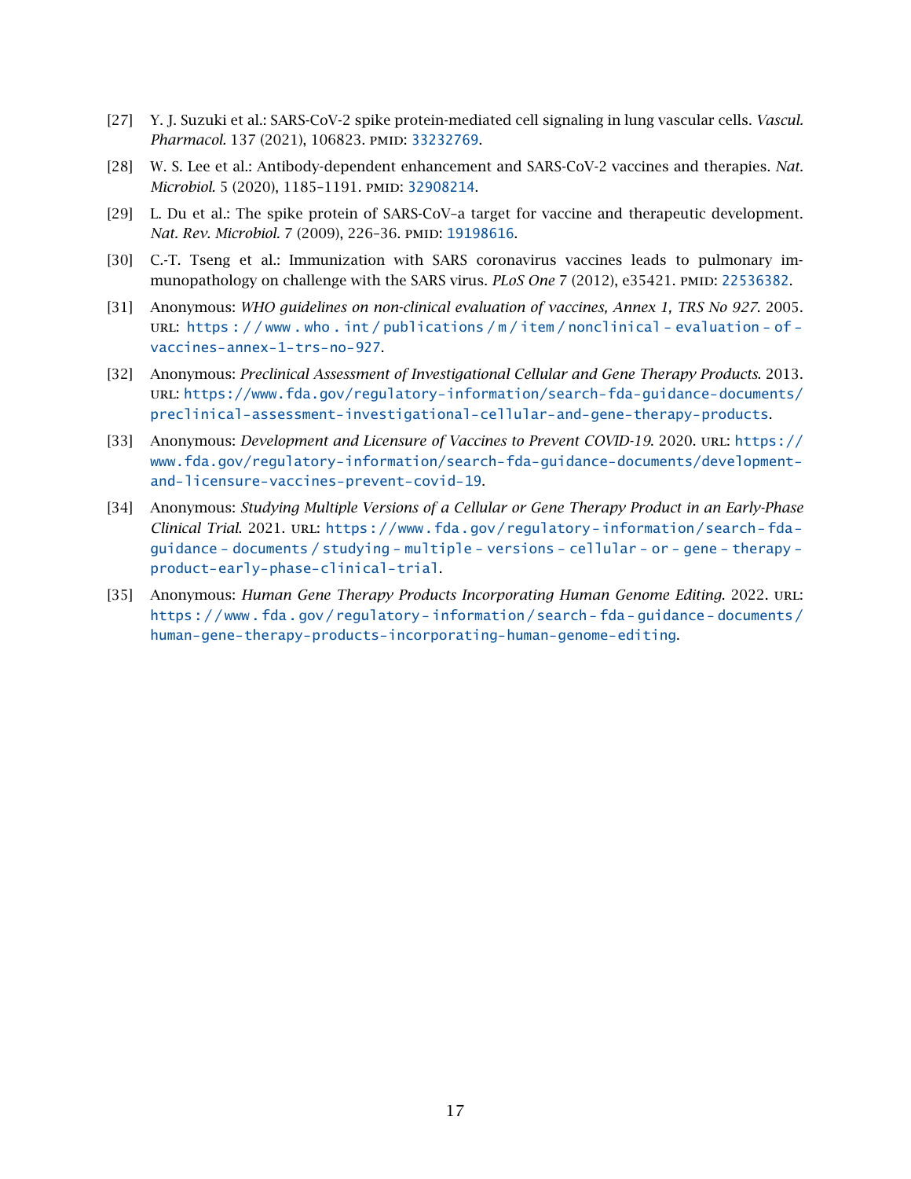[27] Y. J. Suzuki et al.: SARS-CoV-2 spike protein-mediated cell signaling in lung vascular cells. *Vascul. Pharmacol.* 137 (2021), 106823. PMID: 33232769.

[28] W. S. Lee et al.: Antibody-dependent enhancement and SARS-CoV-2 vaccines and therapies. *Nat. Microbiol.* 5 (2020), 1185–1191. PMID: 32908214.

[29] L. Du et al.: The spike protein of SARS-CoV–a target for vaccine and therapeutic development. *Nat. Rev. Microbiol.* 7 (2009), 226–36. PMID: 19198616.

[30] C.-T. Tseng et al.: Immunization with SARS coronavirus vaccines leads to pulmonary immunopathology on challenge with the SARS virus. *PLoS One* 7 (2012), e35421. PMID: 22536382.

[31] Anonymous: *WHO guidelines on non-clinical evaluation of vaccines, Annex 1, TRS No 927*. 2005. URL: https://www.who.int/publications/m/item/nonclinical-evaluation-of-vaccines-annex-1-trs-no-927.

[32] Anonymous: *Preclinical Assessment of Investigational Cellular and Gene Therapy Products*. 2013. URL: https://www.fda.gov/regulatory-information/search-fda-guidance-documents/preclinical-assessment-investigational-cellular-and-gene-therapy-products.

[33] Anonymous: *Development and Licensure of Vaccines to Prevent COVID-19*. 2020. URL: https://www.fda.gov/regulatory-information/search-fda-guidance-documents/development-and-licensure-vaccines-prevent-covid-19.

[34] Anonymous: *Studying Multiple Versions of a Cellular or Gene Therapy Product in an Early-Phase Clinical Trial*. 2021. URL: https://www.fda.gov/regulatory-information/search-fda-guidance-documents/studying-multiple-versions-cellular-or-gene-therapy-product-early-phase-clinical-trial.

[35] Anonymous: *Human Gene Therapy Products Incorporating Human Genome Editing*. 2022. URL: https://www.fda.gov/regulatory-information/search-fda-guidance-documents/human-gene-therapy-products-incorporating-human-genome-editing.